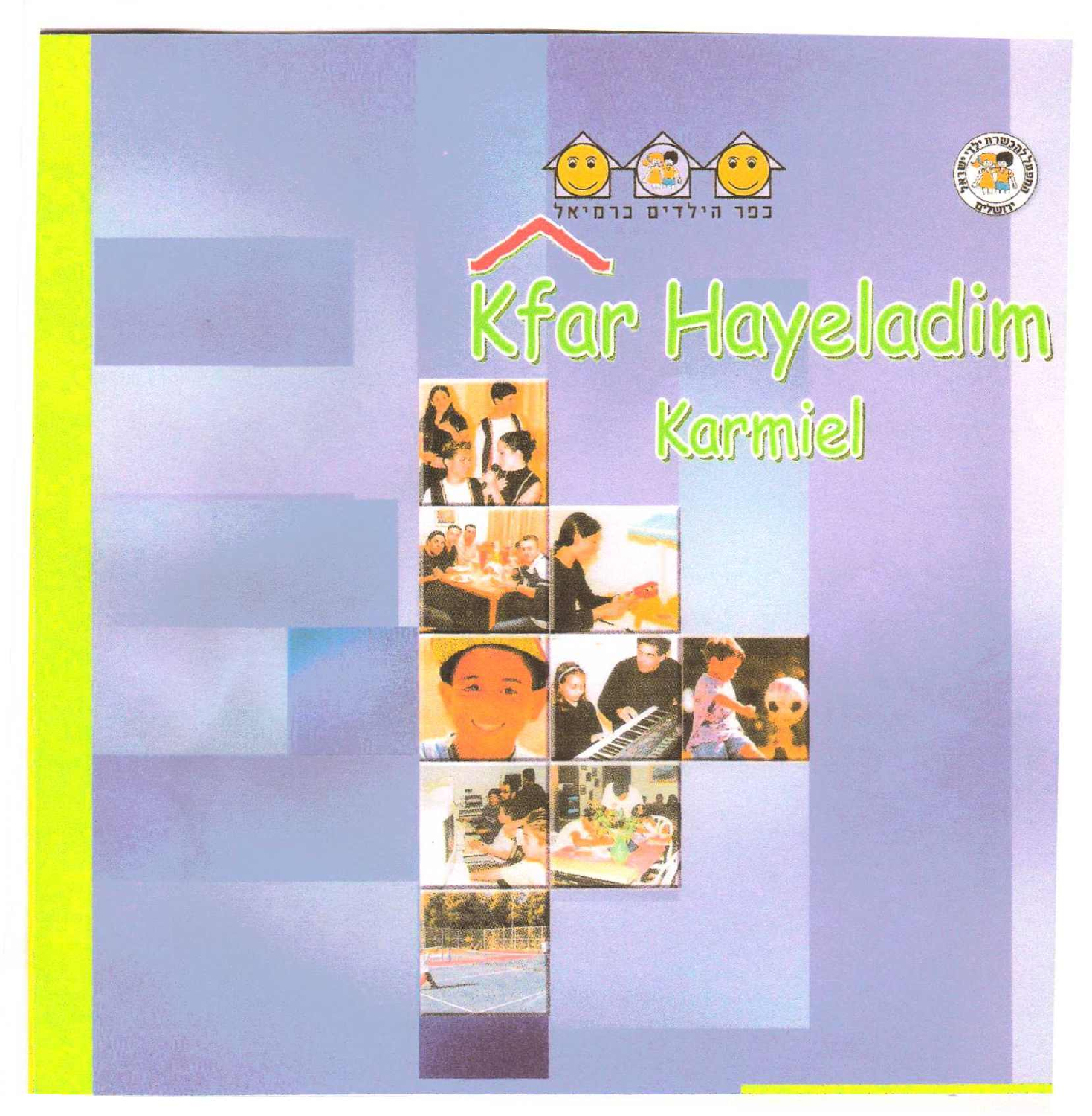כפר הילדים כרמיאל

# Kfar Hayeladim

## Karmiel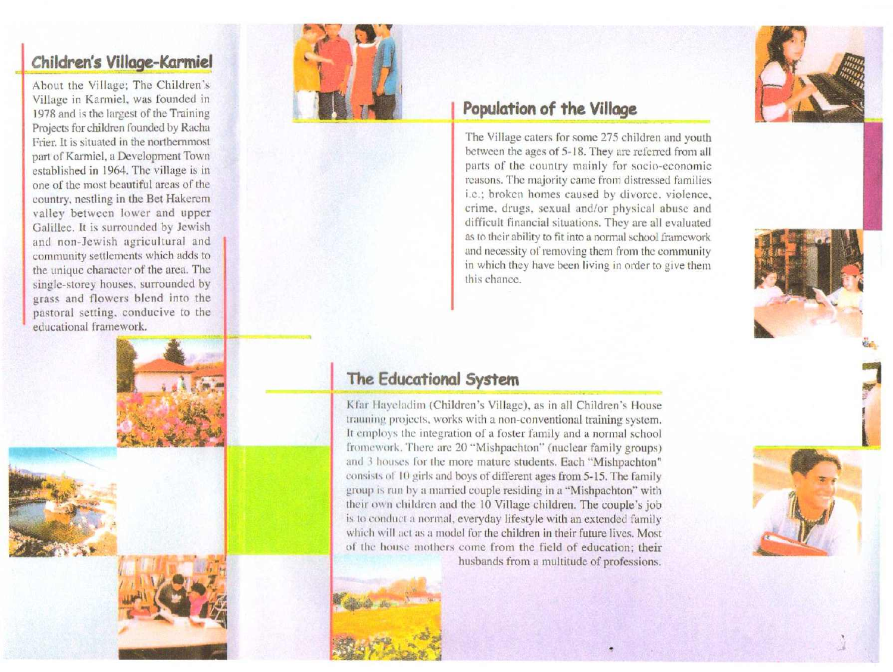## Children's Village-Karmiel

About the Village; The Children's Village in Karmiel, was founded in 1978 and is the largest of the Training Projects for children founded by Racha Frier. It is situated in the northernmost part of Karmiel, a Development Town established in 1964. The village is in one of the most beautiful areas of the country, nestling in the Bet Hakerem valley between lower and upper Galillee. It is surrounded by Jewish and non-Jewish agricultural and community settlements which adds to the unique character of the area. The single-storey houses, surrounded by grass and flowers blend into the pastoral setting, conducive to the educational framework.

## Population of the Village

The Village caters for some 275 children and youth between the ages of 5-18. They are referred from all parts of the country mainly for socio-economic reasons. The majority came from distressed families i.e.; broken homes caused by divorce, violence, crime, drugs, sexual and/or physical abuse and difficult financial situations. They are all evaluated as to their ability to fit into a normal school framework and necessity of removing them from the community in which they have been living in order to give them this chance.

## The Educational System

Kfar Hayeladim (Children's Village), as in all Children's House training projects, works with a non-conventional training system. It employs the integration of a foster family and a normal school fromework. There are 20 "Mishpachton" (nuclear family groups) and 3 houses for the more mature students. Each "Mishpachton" consists of 10 girls and boys of different ages from 5-15. The family group is run by a married couple residing in a "Mishpachton" with their own children and the 10 Village children. The couple's job is to conduct a normal, everyday lifestyle with an extended family which will act as a model for the children in their future lives. Most of the house mothers come from the field of education; their husbands from a multitude of professions.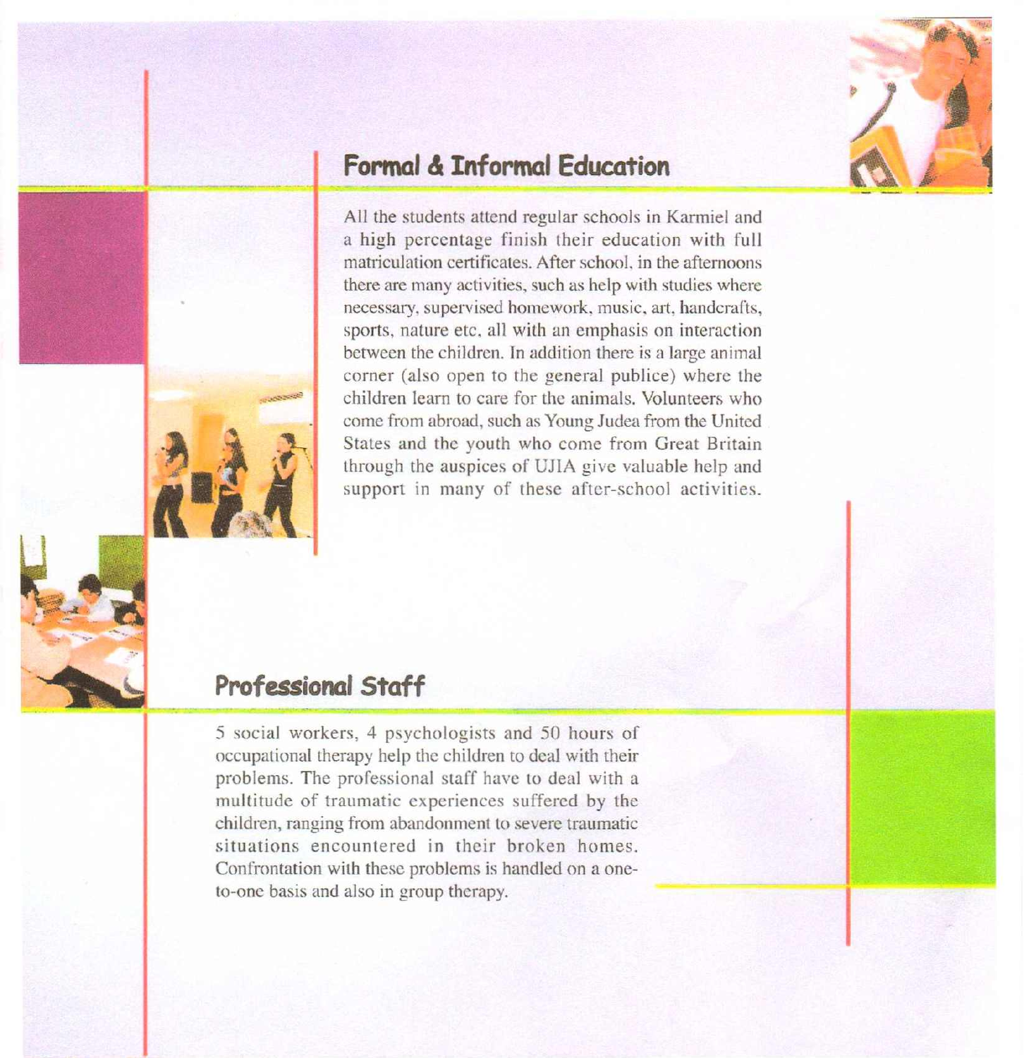## Formal & Informal Education

All the students attend regular schools in Karmiel and a high percentage finish their education with full matriculation certificates. After school, in the afternoons there are many activities, such as help with studies where necessary, supervised homework, music, art, handcrafts, sports, nature etc, all with an emphasis on interaction between the children. In addition there is a large animal corner (also open to the general publice) where the children learn to care for the animals. Volunteers who come from abroad, such as Young Judea from the United States and the youth who come from Great Britain through the auspices of UJIA give valuable help and support in many of these after-school activities.

## Professional Staff

5 social workers, 4 psychologists and 50 hours of occupational therapy help the children to deal with their problems. The professional staff have to deal with a multitude of traumatic experiences suffered by the children, ranging from abandonment to severe traumatic situations encountered in their broken homes. Confrontation with these problems is handled on a one-to-one basis and also in group therapy.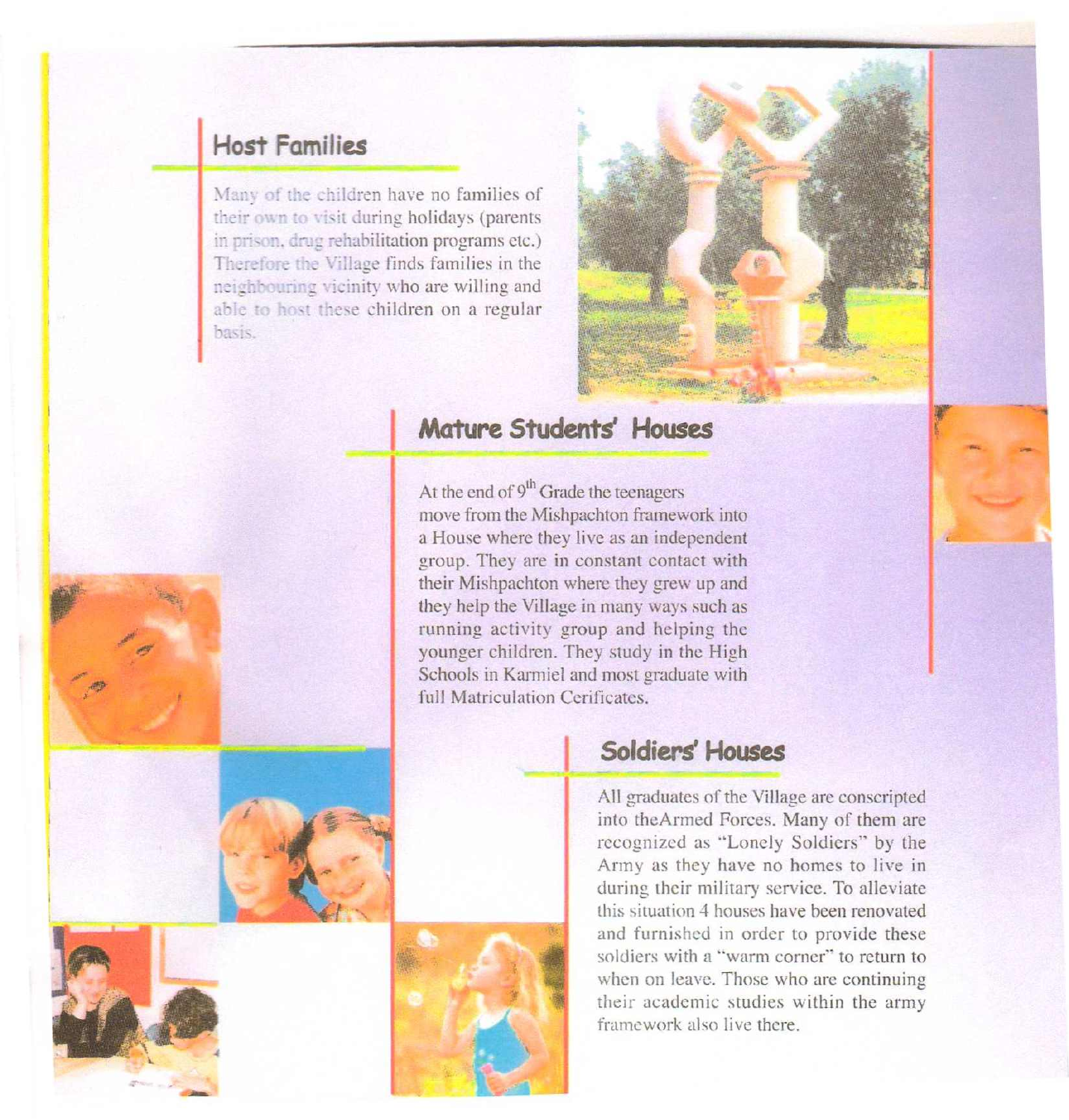## Host Families

Many of the children have no families of their own to visit during holidays (parents in prison, drug rehabilitation programs etc.) Therefore the Village finds families in the neighbouring vicinity who are willing and able to host these children on a regular basis.

## Mature Students' Houses

At the end of 9th Grade the teenagers move from the Mishpachton framework into a House where they live as an independent group. They are in constant contact with their Mishpachton where they grew up and they help the Village in many ways such as running activity group and helping the younger children. They study in the High Schools in Karmiel and most graduate with full Matriculation Cerificates.

## Soldiers' Houses

All graduates of the Village are conscripted into theArmed Forces. Many of them are recognized as "Lonely Soldiers" by the Army as they have no homes to live in during their military service. To alleviate this situation 4 houses have been renovated and furnished in order to provide these soldiers with a "warm corner" to return to when on leave. Those who are continuing their academic studies within the army framework also live there.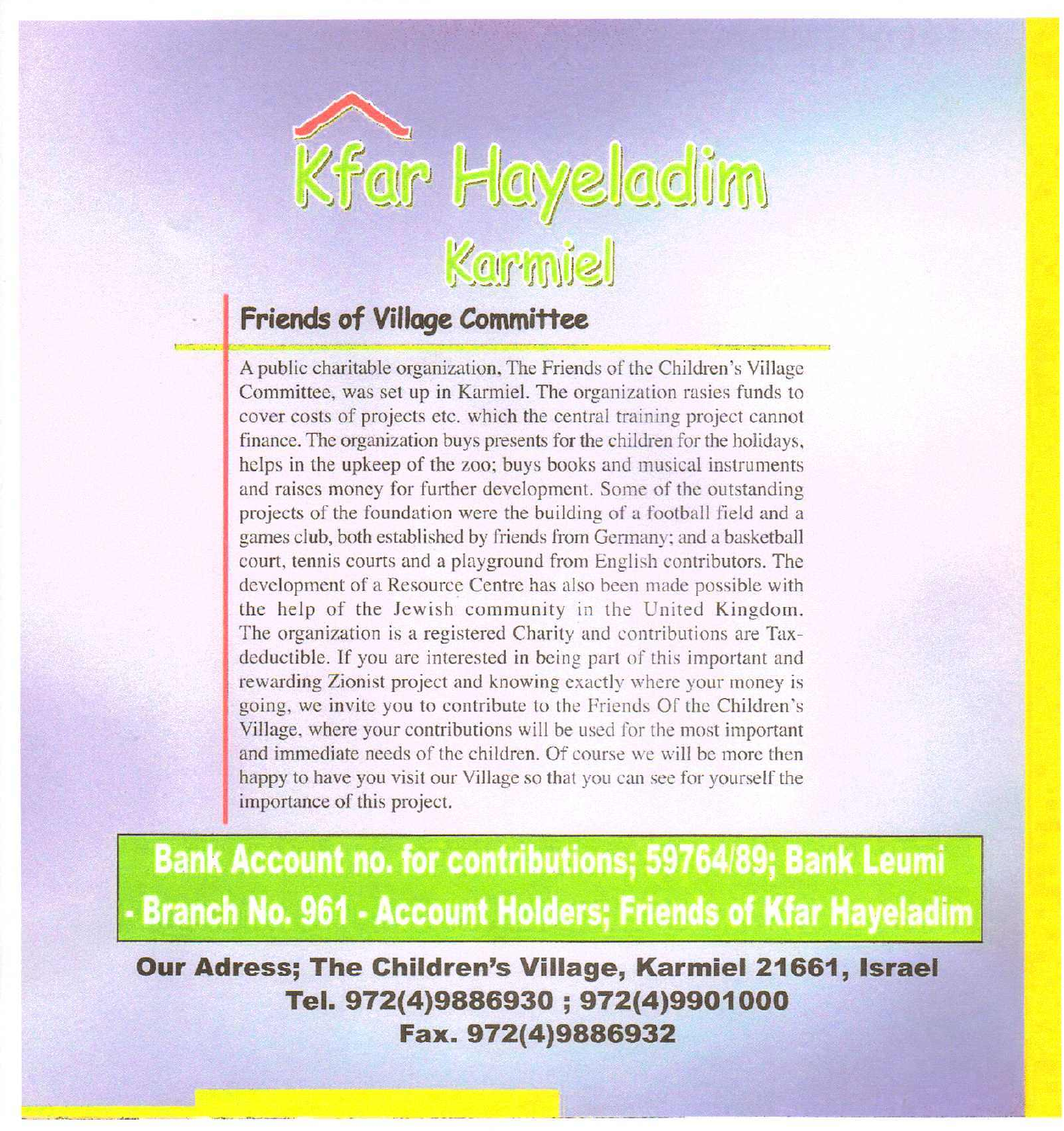# Kfar Hayeladim

## Karmiel

### Friends of Village Committee

A public charitable organization, The Friends of the Children's Village Committee, was set up in Karmiel. The organization rasies funds to cover costs of projects etc. which the central training project cannot finance. The organization buys presents for the children for the holidays, helps in the upkeep of the zoo; buys books and musical instruments and raises money for further development. Some of the outstanding projects of the foundation were the building of a football field and a games club, both established by friends from Germany; and a basketball court, tennis courts and a playground from English contributors. The development of a Resource Centre has also been made possible with the help of the Jewish community in the United Kingdom. The organization is a registered Charity and contributions are Tax-deductible. If you are interested in being part of this important and rewarding Zionist project and knowing exactly where your money is going, we invite you to contribute to the Friends Of the Children's Village, where your contributions will be used for the most important and immediate needs of the children. Of course we will be more then happy to have you visit our Village so that you can see for yourself the importance of this project.

**Bank Account no. for contributions; 59764/89; Bank Leumi - Branch No. 961 - Account Holders; Friends of Kfar Hayeladim**

**Our Adress; The Children's Village, Karmiel 21661, Israel**
**Tel. 972(4)9886930 ; 972(4)9901000**
**Fax. 972(4)9886932**